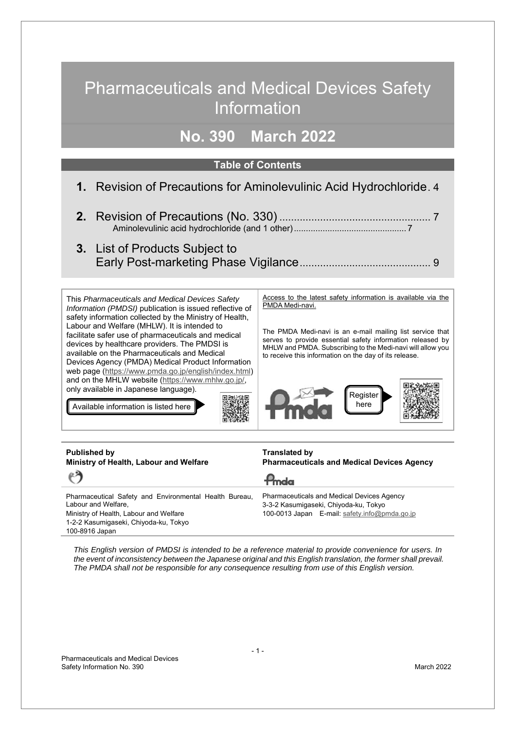# Pharmaceuticals and Medical Devices Safety Information

## No. 390 March 2022

### Table of Contents

1. **1.** Revision of Precautions for Aminolevulinic Acid Hydrochloride ..... 4
2. **2.** Revision of Precautions (No. 330) ..... 7
   - Aminolevulinic acid hydrochloride (and 1 other) ..... 7
3. **3.** List of Products Subject to Early Post-marketing Phase Vigilance ..... 9

This *Pharmaceuticals and Medical Devices Safety Information (PMDSI)* publication is issued reflective of safety information collected by the Ministry of Health, Labour and Welfare (MHLW). It is intended to facilitate safer use of pharmaceuticals and medical devices by healthcare providers. The PMDSI is available on the Pharmaceuticals and Medical Devices Agency (PMDA) Medical Product Information web page (https://www.pmda.go.jp/english/index.html) and on the MHLW website (https://www.mhlw.go.jp/, only available in Japanese language).

Available information is listed here

Access to the latest safety information is available via the PMDA Medi-navi.

The PMDA Medi-navi is an e-mail mailing list service that serves to provide essential safety information released by MHLW and PMDA. Subscribing to the Medi-navi will allow you to receive this information on the day of its release.

Register here

**Published by**
**Ministry of Health, Labour and Welfare**

Pharmaceutical Safety and Environmental Health Bureau, Labour and Welfare,
Ministry of Health, Labour and Welfare
1-2-2 Kasumigaseki, Chiyoda-ku, Tokyo
100-8916 Japan

**Translated by**
**Pharmaceuticals and Medical Devices Agency**

Pharmaceuticals and Medical Devices Agency
3-3-2 Kasumigaseki, Chiyoda-ku, Tokyo
100-0013 Japan E-mail: safety.info@pmda.go.jp

*This English version of PMDSI is intended to be a reference material to provide convenience for users. In the event of inconsistency between the Japanese original and this English translation, the former shall prevail. The PMDA shall not be responsible for any consequence resulting from use of this English version.*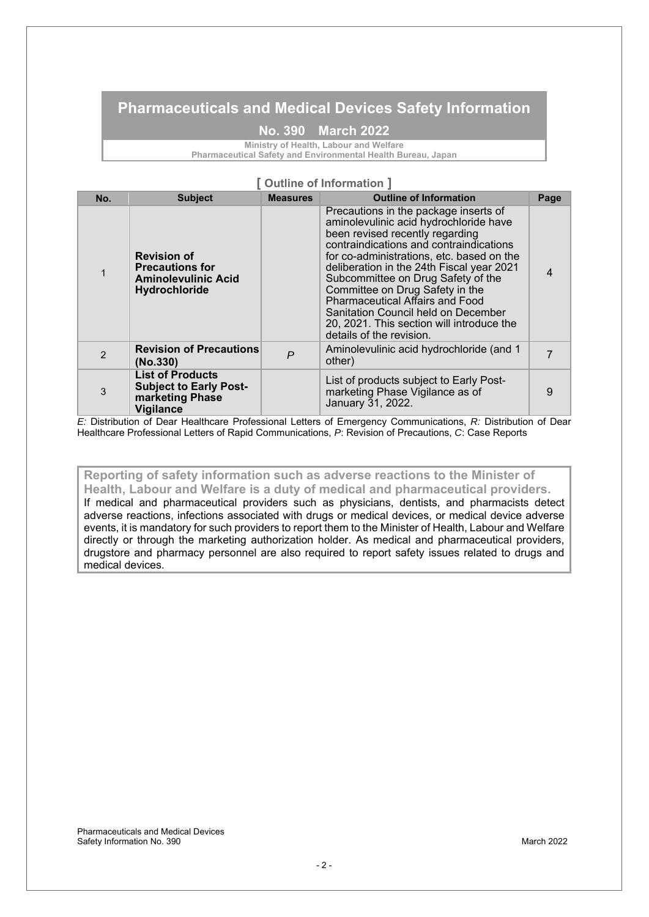# Pharmaceuticals and Medical Devices Safety Information

## No. 390 March 2022

**Ministry of Health, Labour and Welfare**
**Pharmaceutical Safety and Environmental Health Bureau, Japan**

### [ Outline of Information ]

| No. | Subject | Measures | Outline of Information | Page |
|---|---|---|---|---|
| 1 | **Revision of Precautions for Aminolevulinic Acid Hydrochloride** | | Precautions in the package inserts of aminolevulinic acid hydrochloride have been revised recently regarding contraindications and contraindications for co-administrations, etc. based on the deliberation in the 24th Fiscal year 2021 Subcommittee on Drug Safety of the Committee on Drug Safety in the Pharmaceutical Affairs and Food Sanitation Council held on December 20, 2021. This section will introduce the details of the revision. | 4 |
| 2 | **Revision of Precautions (No.330)** | *P* | Aminolevulinic acid hydrochloride (and 1 other) | 7 |
| 3 | **List of Products Subject to Early Post-marketing Phase Vigilance** | | List of products subject to Early Post-marketing Phase Vigilance as of January 31, 2022. | 9 |

*E:* Distribution of Dear Healthcare Professional Letters of Emergency Communications, *R:* Distribution of Dear Healthcare Professional Letters of Rapid Communications, *P*: Revision of Precautions, *C*: Case Reports

**Reporting of safety information such as adverse reactions to the Minister of Health, Labour and Welfare is a duty of medical and pharmaceutical providers.**

If medical and pharmaceutical providers such as physicians, dentists, and pharmacists detect adverse reactions, infections associated with drugs or medical devices, or medical device adverse events, it is mandatory for such providers to report them to the Minister of Health, Labour and Welfare directly or through the marketing authorization holder. As medical and pharmaceutical providers, drugstore and pharmacy personnel are also required to report safety issues related to drugs and medical devices.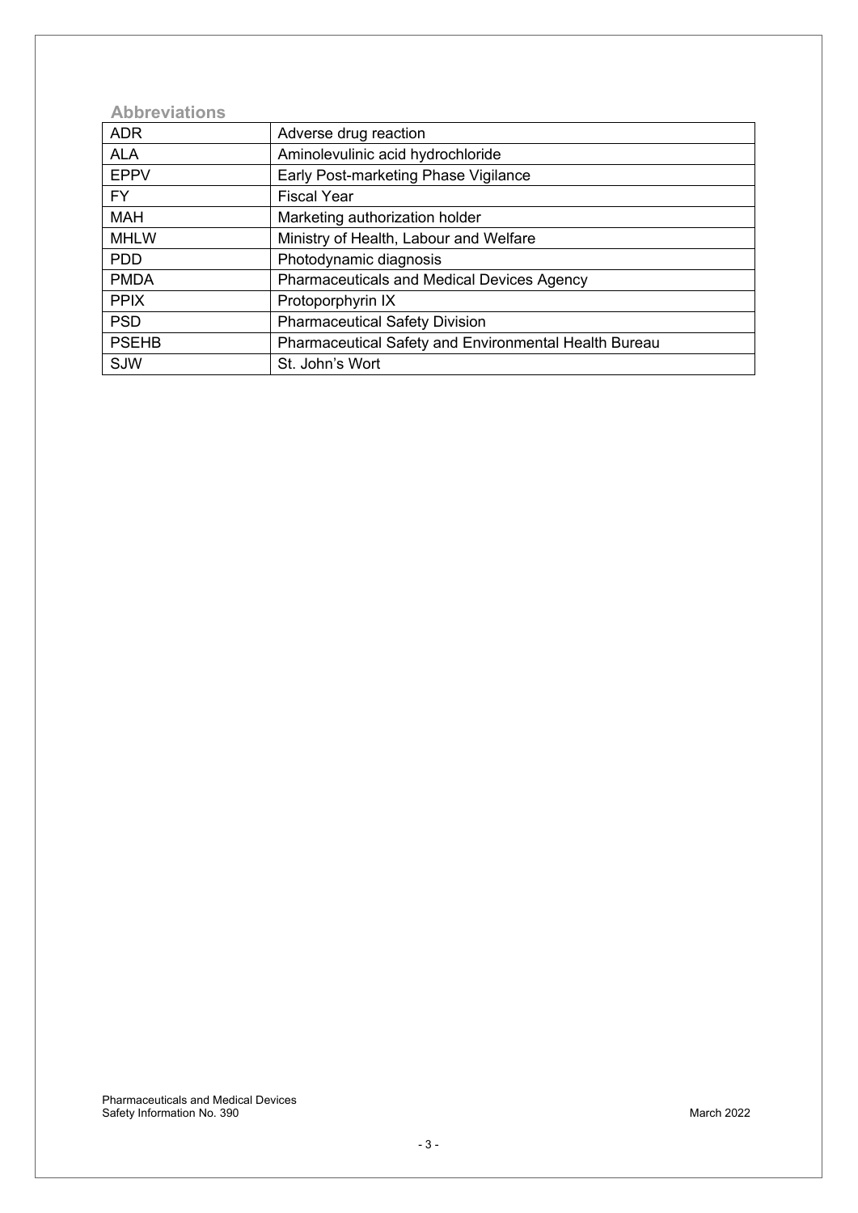## Abbreviations

| ADR | Adverse drug reaction |
|---|---|
| ALA | Aminolevulinic acid hydrochloride |
| EPPV | Early Post-marketing Phase Vigilance |
| FY | Fiscal Year |
| MAH | Marketing authorization holder |
| MHLW | Ministry of Health, Labour and Welfare |
| PDD | Photodynamic diagnosis |
| PMDA | Pharmaceuticals and Medical Devices Agency |
| PPIX | Protoporphyrin IX |
| PSD | Pharmaceutical Safety Division |
| PSEHB | Pharmaceutical Safety and Environmental Health Bureau |
| SJW | St. John's Wort |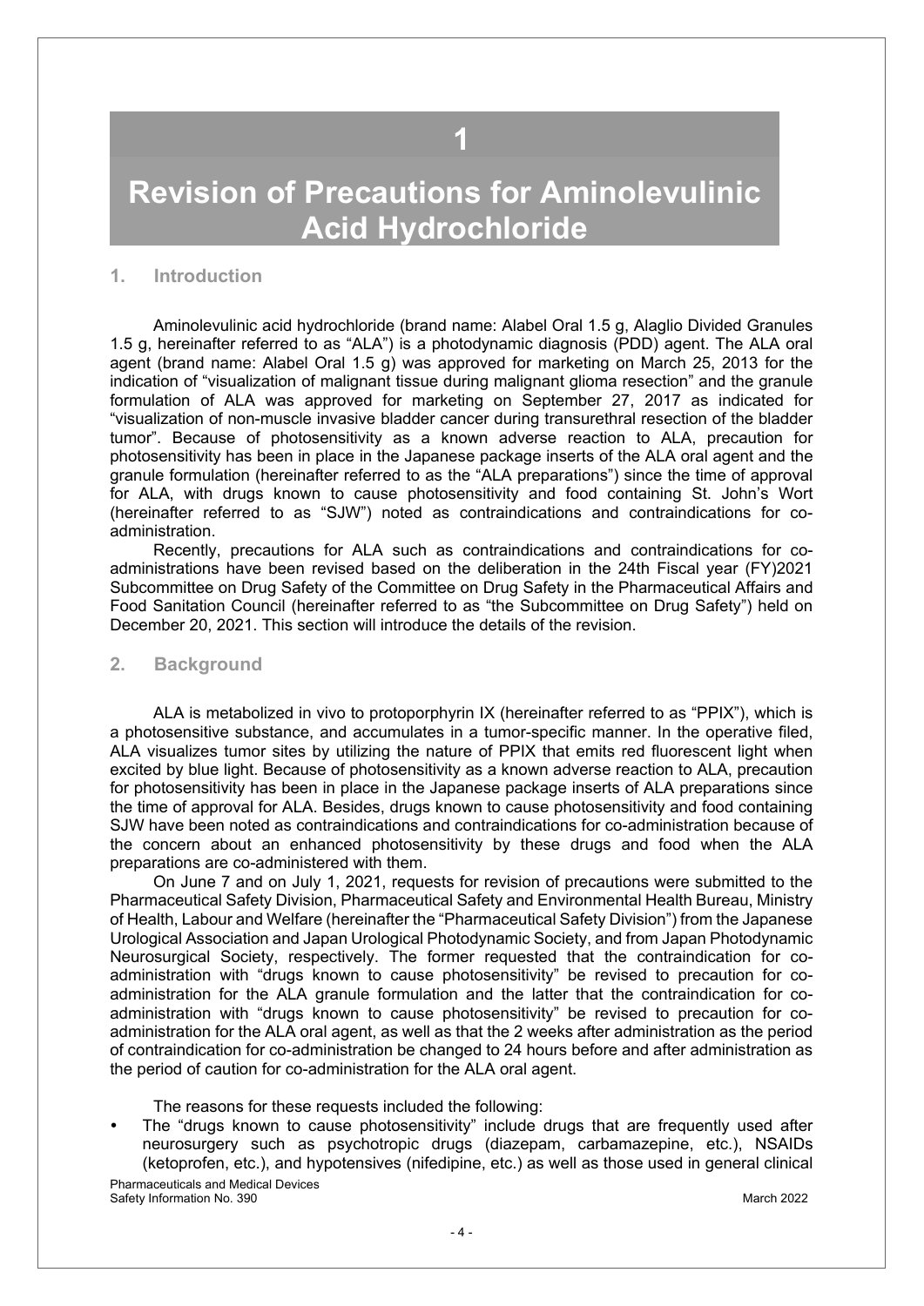# 1

# Revision of Precautions for Aminolevulinic Acid Hydrochloride

## 1. Introduction

Aminolevulinic acid hydrochloride (brand name: Alabel Oral 1.5 g, Alaglio Divided Granules 1.5 g, hereinafter referred to as "ALA") is a photodynamic diagnosis (PDD) agent. The ALA oral agent (brand name: Alabel Oral 1.5 g) was approved for marketing on March 25, 2013 for the indication of "visualization of malignant tissue during malignant glioma resection" and the granule formulation of ALA was approved for marketing on September 27, 2017 as indicated for "visualization of non-muscle invasive bladder cancer during transurethral resection of the bladder tumor". Because of photosensitivity as a known adverse reaction to ALA, precaution for photosensitivity has been in place in the Japanese package inserts of the ALA oral agent and the granule formulation (hereinafter referred to as the "ALA preparations") since the time of approval for ALA, with drugs known to cause photosensitivity and food containing St. John's Wort (hereinafter referred to as "SJW") noted as contraindications and contraindications for co-administration.

Recently, precautions for ALA such as contraindications and contraindications for co-administrations have been revised based on the deliberation in the 24th Fiscal year (FY)2021 Subcommittee on Drug Safety of the Committee on Drug Safety in the Pharmaceutical Affairs and Food Sanitation Council (hereinafter referred to as "the Subcommittee on Drug Safety") held on December 20, 2021. This section will introduce the details of the revision.

## 2. Background

ALA is metabolized in vivo to protoporphyrin IX (hereinafter referred to as "PPIX"), which is a photosensitive substance, and accumulates in a tumor-specific manner. In the operative filed, ALA visualizes tumor sites by utilizing the nature of PPIX that emits red fluorescent light when excited by blue light. Because of photosensitivity as a known adverse reaction to ALA, precaution for photosensitivity has been in place in the Japanese package inserts of ALA preparations since the time of approval for ALA. Besides, drugs known to cause photosensitivity and food containing SJW have been noted as contraindications and contraindications for co-administration because of the concern about an enhanced photosensitivity by these drugs and food when the ALA preparations are co-administered with them.

On June 7 and on July 1, 2021, requests for revision of precautions were submitted to the Pharmaceutical Safety Division, Pharmaceutical Safety and Environmental Health Bureau, Ministry of Health, Labour and Welfare (hereinafter the "Pharmaceutical Safety Division") from the Japanese Urological Association and Japan Urological Photodynamic Society, and from Japan Photodynamic Neurosurgical Society, respectively. The former requested that the contraindication for co-administration with "drugs known to cause photosensitivity" be revised to precaution for co-administration for the ALA granule formulation and the latter that the contraindication for co-administration with "drugs known to cause photosensitivity" be revised to precaution for co-administration for the ALA oral agent, as well as that the 2 weeks after administration as the period of contraindication for co-administration be changed to 24 hours before and after administration as the period of caution for co-administration for the ALA oral agent.

The reasons for these requests included the following:

- The "drugs known to cause photosensitivity" include drugs that are frequently used after neurosurgery such as psychotropic drugs (diazepam, carbamazepine, etc.), NSAIDs (ketoprofen, etc.), and hypotensives (nifedipine, etc.) as well as those used in general clinical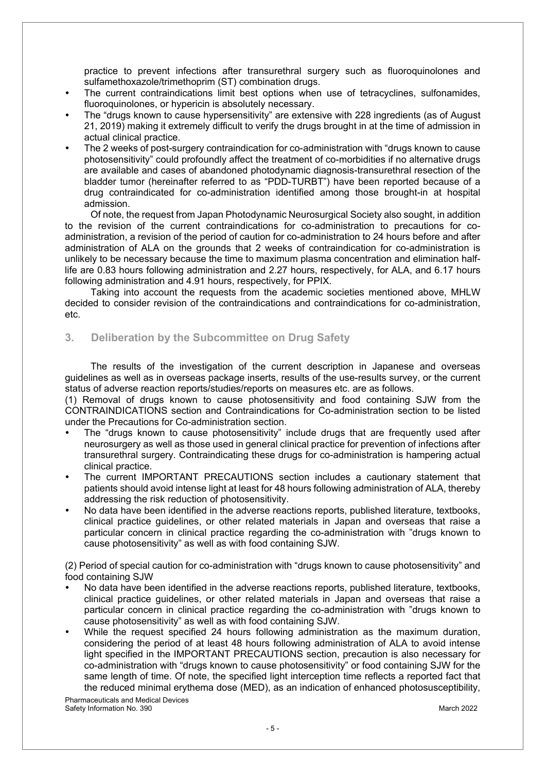practice to prevent infections after transurethral surgery such as fluoroquinolones and sulfamethoxazole/trimethoprim (ST) combination drugs.

- The current contraindications limit best options when use of tetracyclines, sulfonamides, fluoroquinolones, or hypericin is absolutely necessary.
- The "drugs known to cause hypersensitivity" are extensive with 228 ingredients (as of August 21, 2019) making it extremely difficult to verify the drugs brought in at the time of admission in actual clinical practice.
- The 2 weeks of post-surgery contraindication for co-administration with "drugs known to cause photosensitivity" could profoundly affect the treatment of co-morbidities if no alternative drugs are available and cases of abandoned photodynamic diagnosis-transurethral resection of the bladder tumor (hereinafter referred to as "PDD-TURBT") have been reported because of a drug contraindicated for co-administration identified among those brought-in at hospital admission.

Of note, the request from Japan Photodynamic Neurosurgical Society also sought, in addition to the revision of the current contraindications for co-administration to precautions for co-administration, a revision of the period of caution for co-administration to 24 hours before and after administration of ALA on the grounds that 2 weeks of contraindication for co-administration is unlikely to be necessary because the time to maximum plasma concentration and elimination half-life are 0.83 hours following administration and 2.27 hours, respectively, for ALA, and 6.17 hours following administration and 4.91 hours, respectively, for PPIX.

Taking into account the requests from the academic societies mentioned above, MHLW decided to consider revision of the contraindications and contraindications for co-administration, etc.

## 3. Deliberation by the Subcommittee on Drug Safety

The results of the investigation of the current description in Japanese and overseas guidelines as well as in overseas package inserts, results of the use-results survey, or the current status of adverse reaction reports/studies/reports on measures etc. are as follows.

(1) Removal of drugs known to cause photosensitivity and food containing SJW from the CONTRAINDICATIONS section and Contraindications for Co-administration section to be listed under the Precautions for Co-administration section.

- The "drugs known to cause photosensitivity" include drugs that are frequently used after neurosurgery as well as those used in general clinical practice for prevention of infections after transurethral surgery. Contraindicating these drugs for co-administration is hampering actual clinical practice.
- The current IMPORTANT PRECAUTIONS section includes a cautionary statement that patients should avoid intense light at least for 48 hours following administration of ALA, thereby addressing the risk reduction of photosensitivity.
- No data have been identified in the adverse reactions reports, published literature, textbooks, clinical practice guidelines, or other related materials in Japan and overseas that raise a particular concern in clinical practice regarding the co-administration with "drugs known to cause photosensitivity" as well as with food containing SJW.

(2) Period of special caution for co-administration with "drugs known to cause photosensitivity" and food containing SJW

- No data have been identified in the adverse reactions reports, published literature, textbooks, clinical practice guidelines, or other related materials in Japan and overseas that raise a particular concern in clinical practice regarding the co-administration with "drugs known to cause photosensitivity" as well as with food containing SJW.
- While the request specified 24 hours following administration as the maximum duration, considering the period of at least 48 hours following administration of ALA to avoid intense light specified in the IMPORTANT PRECAUTIONS section, precaution is also necessary for co-administration with "drugs known to cause photosensitivity" or food containing SJW for the same length of time. Of note, the specified light interception time reflects a reported fact that the reduced minimal erythema dose (MED), as an indication of enhanced photosusceptibility,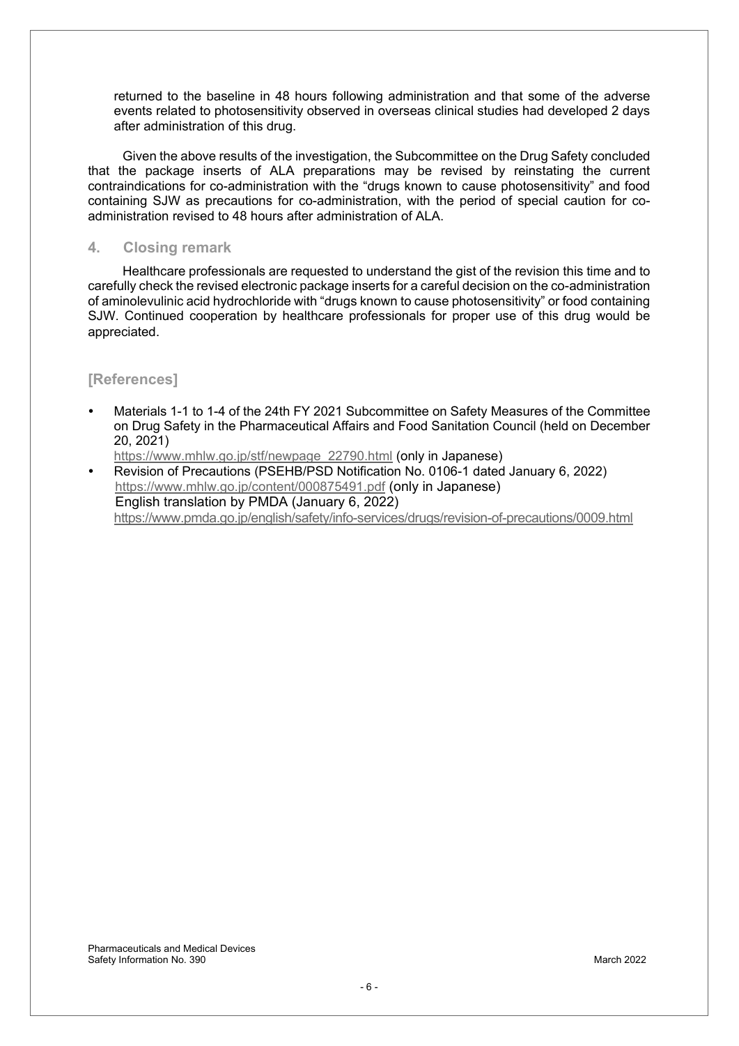returned to the baseline in 48 hours following administration and that some of the adverse events related to photosensitivity observed in overseas clinical studies had developed 2 days after administration of this drug.

Given the above results of the investigation, the Subcommittee on the Drug Safety concluded that the package inserts of ALA preparations may be revised by reinstating the current contraindications for co-administration with the "drugs known to cause photosensitivity" and food containing SJW as precautions for co-administration, with the period of special caution for co-administration revised to 48 hours after administration of ALA.

## 4. Closing remark

Healthcare professionals are requested to understand the gist of the revision this time and to carefully check the revised electronic package inserts for a careful decision on the co-administration of aminolevulinic acid hydrochloride with "drugs known to cause photosensitivity" or food containing SJW. Continued cooperation by healthcare professionals for proper use of this drug would be appreciated.

## [References]

- Materials 1-1 to 1-4 of the 24th FY 2021 Subcommittee on Safety Measures of the Committee on Drug Safety in the Pharmaceutical Affairs and Food Sanitation Council (held on December 20, 2021)
  https://www.mhlw.go.jp/stf/newpage_22790.html (only in Japanese)
- Revision of Precautions (PSEHB/PSD Notification No. 0106-1 dated January 6, 2022)
  https://www.mhlw.go.jp/content/000875491.pdf (only in Japanese)
  English translation by PMDA (January 6, 2022)
  https://www.pmda.go.jp/english/safety/info-services/drugs/revision-of-precautions/0009.html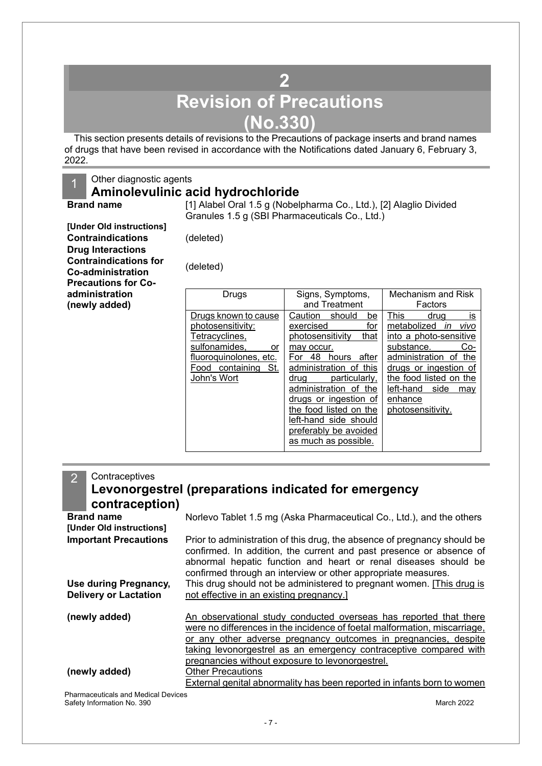# 2 Revision of Precautions (No.330)

This section presents details of revisions to the Precautions of package inserts and brand names of drugs that have been revised in accordance with the Notifications dated January 6, February 3, 2022.

## 1 Other diagnostic agents

### Aminolevulinic acid hydrochloride

**Brand name** [1] Alabel Oral 1.5 g (Nobelpharma Co., Ltd.), [2] Alaglio Divided Granules 1.5 g (SBI Pharmaceuticals Co., Ltd.)

**[Under Old instructions]**

**Contraindications** (deleted)

**Drug Interactions**

**Contraindications for Co-administration** (deleted)

**Precautions for Co-administration (newly added)**

| Drugs | Signs, Symptoms, and Treatment | Mechanism and Risk Factors |
|---|---|---|
| Drugs known to cause photosensitivity: Tetracyclines, sulfonamides, or fluoroquinolones, etc. Food containing St. John's Wort | Caution should be exercised for photosensitivity that may occur. For 48 hours after administration of this drug particularly, administration of the drugs or ingestion of the food listed on the left-hand side should preferably be avoided as much as possible. | This drug is metabolized *in vivo* into a photo-sensitive substance. Co-administration of the drugs or ingestion of the food listed on the left-hand side may enhance photosensitivity. |

## 2 Contraceptives

### Levonorgestrel (preparations indicated for emergency contraception)

**Brand name** Norlevo Tablet 1.5 mg (Aska Pharmaceutical Co., Ltd.), and the others

**[Under Old instructions]**

**Important Precautions** Prior to administration of this drug, the absence of pregnancy should be confirmed. In addition, the current and past presence or absence of abnormal hepatic function and heart or renal diseases should be confirmed through an interview or other appropriate measures.

**Use during Pregnancy, Delivery or Lactation** This drug should not be administered to pregnant women. [This drug is not effective in an existing pregnancy.]

**(newly added)** An observational study conducted overseas has reported that there were no differences in the incidence of foetal malformation, miscarriage, or any other adverse pregnancy outcomes in pregnancies, despite taking levonorgestrel as an emergency contraceptive compared with pregnancies without exposure to levonorgestrel.

**(newly added)** Other Precautions

External genital abnormality has been reported in infants born to women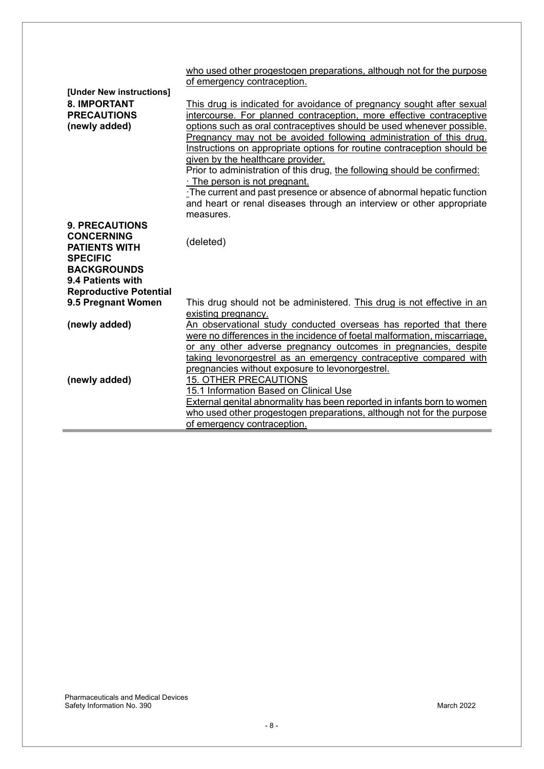| | |
|---|---|
| | who used other progestogen preparations, although not for the purpose of emergency contraception. |
| **[Under New instructions]** | |
| **8. IMPORTANT PRECAUTIONS (newly added)** | This drug is indicated for avoidance of pregnancy sought after sexual intercourse. For planned contraception, more effective contraceptive options such as oral contraceptives should be used whenever possible. Pregnancy may not be avoided following administration of this drug. Instructions on appropriate options for routine contraception should be given by the healthcare provider.<br>Prior to administration of this drug, the following should be confirmed:<br>· The person is not pregnant.<br>·The current and past presence or absence of abnormal hepatic function and heart or renal diseases through an interview or other appropriate measures. |
| **9. PRECAUTIONS CONCERNING PATIENTS WITH SPECIFIC BACKGROUNDS**<br>**9.4 Patients with Reproductive Potential** | (deleted) |
| **9.5 Pregnant Women** | This drug should not be administered. This drug is not effective in an existing pregnancy. |
| **(newly added)** | An observational study conducted overseas has reported that there were no differences in the incidence of foetal malformation, miscarriage, or any other adverse pregnancy outcomes in pregnancies, despite taking levonorgestrel as an emergency contraceptive compared with pregnancies without exposure to levonorgestrel. |
| **(newly added)** | 15. OTHER PRECAUTIONS<br>15.1 Information Based on Clinical Use<br>External genital abnormality has been reported in infants born to women who used other progestogen preparations, although not for the purpose of emergency contraception. |

Pharmaceuticals and Medical Devices Safety Information No. 390 March 2022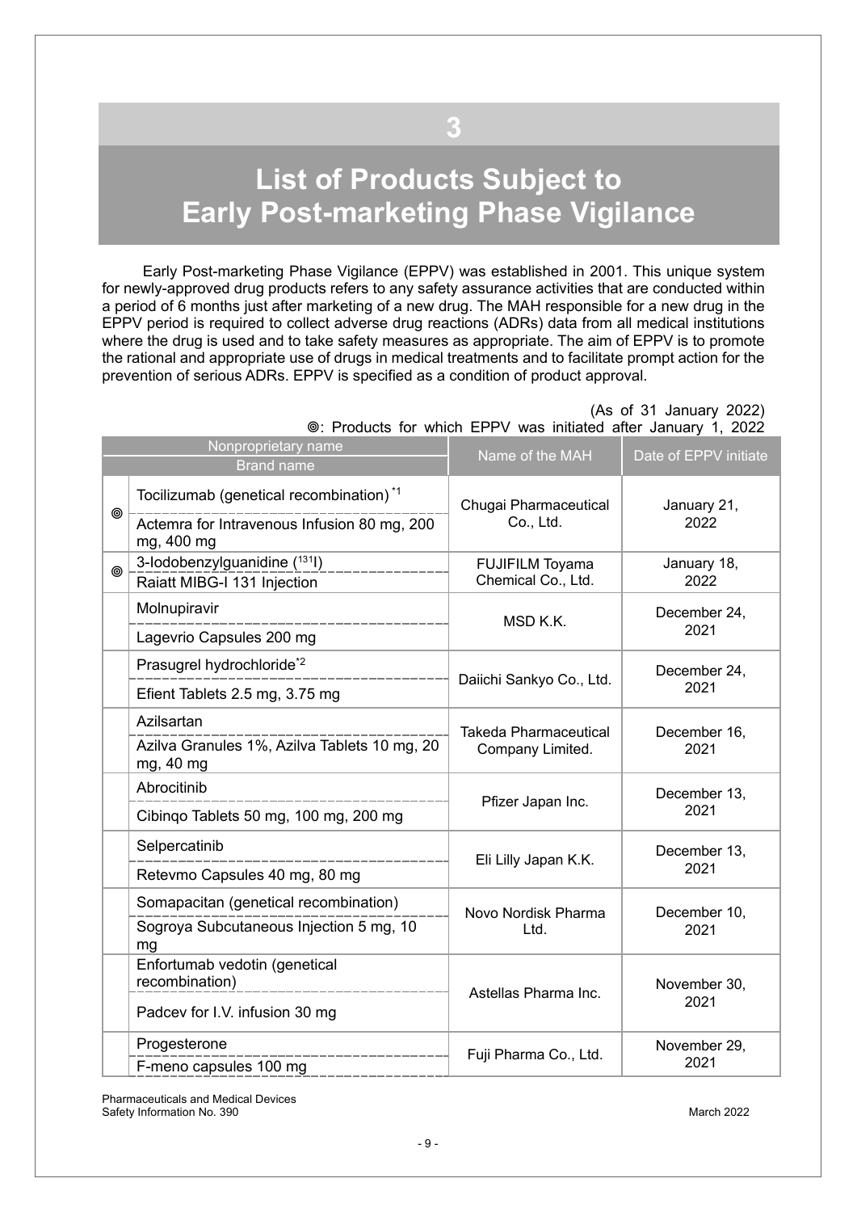# 3

# List of Products Subject to Early Post-marketing Phase Vigilance

Early Post-marketing Phase Vigilance (EPPV) was established in 2001. This unique system for newly-approved drug products refers to any safety assurance activities that are conducted within a period of 6 months just after marketing of a new drug. The MAH responsible for a new drug in the EPPV period is required to collect adverse drug reactions (ADRs) data from all medical institutions where the drug is used and to take safety measures as appropriate. The aim of EPPV is to promote the rational and appropriate use of drugs in medical treatments and to facilitate prompt action for the prevention of serious ADRs. EPPV is specified as a condition of product approval.

(As of 31 January 2022)

◎: Products for which EPPV was initiated after January 1, 2022

| | Nonproprietary name / Brand name | Name of the MAH | Date of EPPV initiate |
|---|---|---|---|
| ◎ | Tocilizumab (genetical recombination)[*1]<br>Actemra for Intravenous Infusion 80 mg, 200 mg, 400 mg | Chugai Pharmaceutical Co., Ltd. | January 21, 2022 |
| ◎ | 3-Iodobenzylguanidine ($^{131}$I)<br>Raiatt MIBG-I 131 Injection | FUJIFILM Toyama Chemical Co., Ltd. | January 18, 2022 |
| | Molnupiravir<br>Lagevrio Capsules 200 mg | MSD K.K. | December 24, 2021 |
| | Prasugrel hydrochloride[*2]<br>Efient Tablets 2.5 mg, 3.75 mg | Daiichi Sankyo Co., Ltd. | December 24, 2021 |
| | Azilsartan<br>Azilva Granules 1%, Azilva Tablets 10 mg, 20 mg, 40 mg | Takeda Pharmaceutical Company Limited. | December 16, 2021 |
| | Abrocitinib<br>Cibinqo Tablets 50 mg, 100 mg, 200 mg | Pfizer Japan Inc. | December 13, 2021 |
| | Selpercatinib<br>Retevmo Capsules 40 mg, 80 mg | Eli Lilly Japan K.K. | December 13, 2021 |
| | Somapacitan (genetical recombination)<br>Sogroya Subcutaneous Injection 5 mg, 10 mg | Novo Nordisk Pharma Ltd. | December 10, 2021 |
| | Enfortumab vedotin (genetical recombination)<br>Padcev for I.V. infusion 30 mg | Astellas Pharma Inc. | November 30, 2021 |
| | Progesterone<br>F-meno capsules 100 mg | Fuji Pharma Co., Ltd. | November 29, 2021 |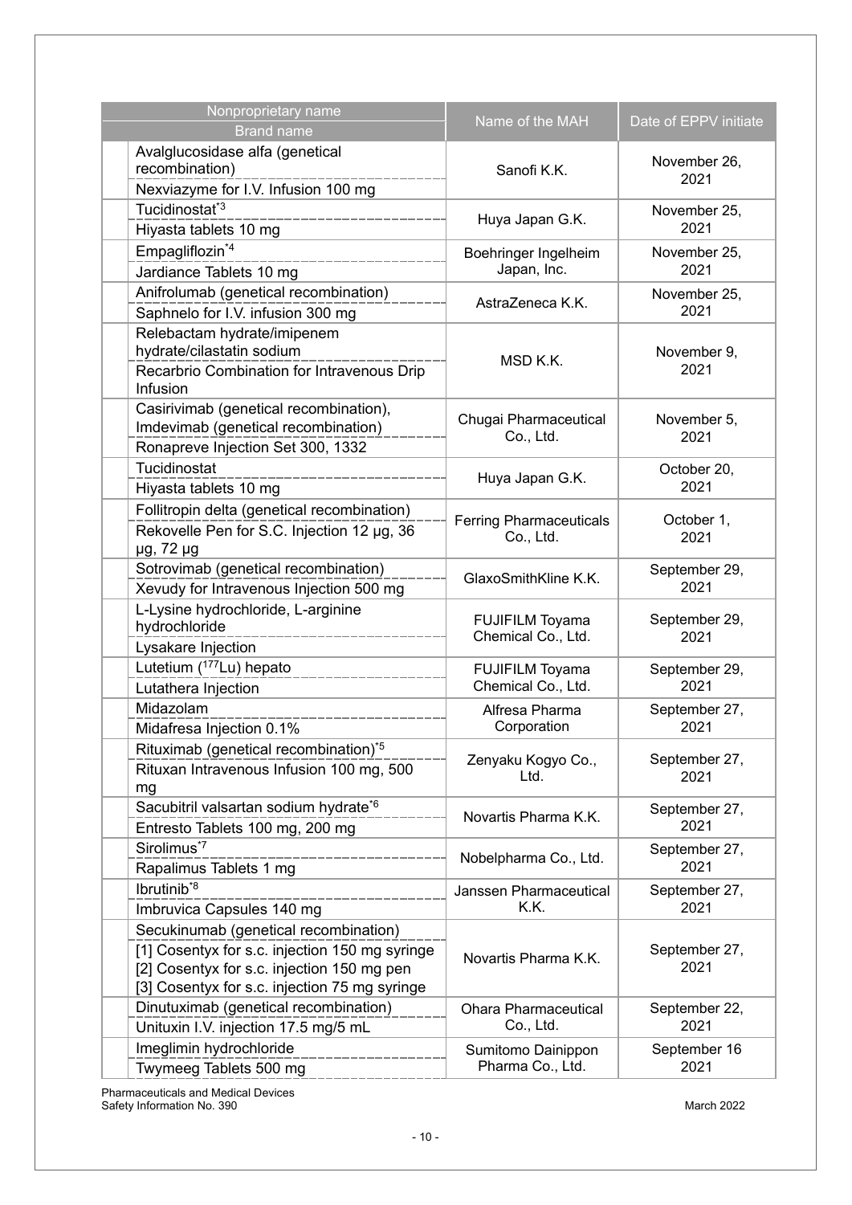| Nonproprietary name<br>Brand name | Name of the MAH | Date of EPPV initiate |
|---|---|---|
| Avalglucosidase alfa (genetical recombination)<br>Nexviazyme for I.V. Infusion 100 mg | Sanofi K.K. | November 26, 2021 |
| Tucidinostat[*3]<br>Hiyasta tablets 10 mg | Huya Japan G.K. | November 25, 2021 |
| Empagliflozin[*4]<br>Jardiance Tablets 10 mg | Boehringer Ingelheim Japan, Inc. | November 25, 2021 |
| Anifrolumab (genetical recombination)<br>Saphnelo for I.V. infusion 300 mg | AstraZeneca K.K. | November 25, 2021 |
| Relebactam hydrate/imipenem hydrate/cilastatin sodium<br>Recarbrio Combination for Intravenous Drip Infusion | MSD K.K. | November 9, 2021 |
| Casirivimab (genetical recombination), Imdevimab (genetical recombination)<br>Ronapreve Injection Set 300, 1332 | Chugai Pharmaceutical Co., Ltd. | November 5, 2021 |
| Tucidinostat<br>Hiyasta tablets 10 mg | Huya Japan G.K. | October 20, 2021 |
| Follitropin delta (genetical recombination)<br>Rekovelle Pen for S.C. Injection 12 μg, 36 μg, 72 μg | Ferring Pharmaceuticals Co., Ltd. | October 1, 2021 |
| Sotrovimab (genetical recombination)<br>Xevudy for Intravenous Injection 500 mg | GlaxoSmithKline K.K. | September 29, 2021 |
| L-Lysine hydrochloride, L-arginine hydrochloride<br>Lysakare Injection | FUJIFILM Toyama Chemical Co., Ltd. | September 29, 2021 |
| Lutetium ($^{177}$Lu) hepato<br>Lutathera Injection | FUJIFILM Toyama Chemical Co., Ltd. | September 29, 2021 |
| Midazolam<br>Midafresa Injection 0.1% | Alfresa Pharma Corporation | September 27, 2021 |
| Rituximab (genetical recombination)[*5]<br>Rituxan Intravenous Infusion 100 mg, 500 mg | Zenyaku Kogyo Co., Ltd. | September 27, 2021 |
| Sacubitril valsartan sodium hydrate[*6]<br>Entresto Tablets 100 mg, 200 mg | Novartis Pharma K.K. | September 27, 2021 |
| Sirolimus[*7]<br>Rapalimus Tablets 1 mg | Nobelpharma Co., Ltd. | September 27, 2021 |
| Ibrutinib[*8]<br>Imbruvica Capsules 140 mg | Janssen Pharmaceutical K.K. | September 27, 2021 |
| Secukinumab (genetical recombination)<br>[1] Cosentyx for s.c. injection 150 mg syringe<br>[2] Cosentyx for s.c. injection 150 mg pen<br>[3] Cosentyx for s.c. injection 75 mg syringe | Novartis Pharma K.K. | September 27, 2021 |
| Dinutuximab (genetical recombination)<br>Unituxin I.V. injection 17.5 mg/5 mL | Ohara Pharmaceutical Co., Ltd. | September 22, 2021 |
| Imeglimin hydrochloride<br>Twymeeg Tablets 500 mg | Sumitomo Dainippon Pharma Co., Ltd. | September 16 2021 |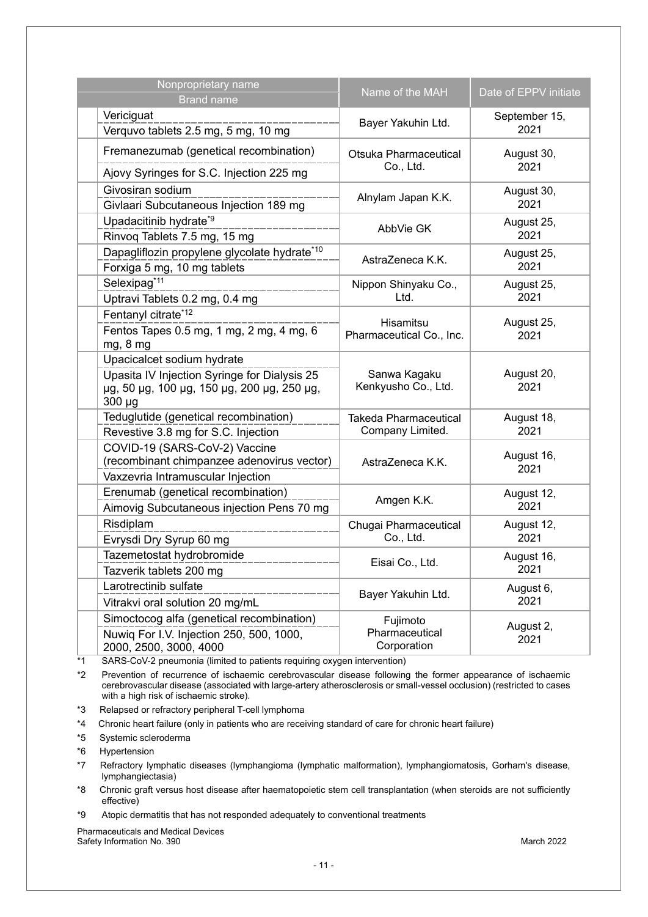| Nonproprietary name / Brand name | Name of the MAH | Date of EPPV initiate |
|---|---|---|
| Vericiguat / Verquvo tablets 2.5 mg, 5 mg, 10 mg | Bayer Yakuhin Ltd. | September 15, 2021 |
| Fremanezumab (genetical recombination) / Ajovy Syringes for S.C. Injection 225 mg | Otsuka Pharmaceutical Co., Ltd. | August 30, 2021 |
| Givosiran sodium / Givlaari Subcutaneous Injection 189 mg | Alnylam Japan K.K. | August 30, 2021 |
| Upadacitinib hydrate[*9] / Rinvoq Tablets 7.5 mg, 15 mg | AbbVie GK | August 25, 2021 |
| Dapagliflozin propylene glycolate hydrate[*10] / Forxiga 5 mg, 10 mg tablets | AstraZeneca K.K. | August 25, 2021 |
| Selexipag[*11] / Uptravi Tablets 0.2 mg, 0.4 mg | Nippon Shinyaku Co., Ltd. | August 25, 2021 |
| Fentanyl citrate[*12] / Fentos Tapes 0.5 mg, 1 mg, 2 mg, 4 mg, 6 mg, 8 mg | Hisamitsu Pharmaceutical Co., Inc. | August 25, 2021 |
| Upacicalcet sodium hydrate / Upasita IV Injection Syringe for Dialysis 25 µg, 50 µg, 100 µg, 150 µg, 200 µg, 250 µg, 300 µg | Sanwa Kagaku Kenkyusho Co., Ltd. | August 20, 2021 |
| Teduglutide (genetical recombination) / Revestive 3.8 mg for S.C. Injection | Takeda Pharmaceutical Company Limited. | August 18, 2021 |
| COVID-19 (SARS-CoV-2) Vaccine (recombinant chimpanzee adenovirus vector) / Vaxzevria Intramuscular Injection | AstraZeneca K.K. | August 16, 2021 |
| Erenumab (genetical recombination) / Aimovig Subcutaneous injection Pens 70 mg | Amgen K.K. | August 12, 2021 |
| Risdiplam / Evrysdi Dry Syrup 60 mg | Chugai Pharmaceutical Co., Ltd. | August 12, 2021 |
| Tazemetostat hydrobromide / Tazverik tablets 200 mg | Eisai Co., Ltd. | August 16, 2021 |
| Larotrectinib sulfate / Vitrakvi oral solution 20 mg/mL | Bayer Yakuhin Ltd. | August 6, 2021 |
| Simoctocog alfa (genetical recombination) / Nuwiq For I.V. Injection 250, 500, 1000, 2000, 2500, 3000, 4000 | Fujimoto Pharmaceutical Corporation | August 2, 2021 |

*1 SARS-CoV-2 pneumonia (limited to patients requiring oxygen intervention)

*2 Prevention of recurrence of ischaemic cerebrovascular disease following the former appearance of ischaemic cerebrovascular disease (associated with large-artery atherosclerosis or small-vessel occlusion) (restricted to cases with a high risk of ischaemic stroke).

*3 Relapsed or refractory peripheral T-cell lymphoma

*4 Chronic heart failure (only in patients who are receiving standard of care for chronic heart failure)

*5 Systemic scleroderma

*6 Hypertension

*7 Refractory lymphatic diseases (lymphangioma (lymphatic malformation), lymphangiomatosis, Gorham's disease, lymphangiectasia)

*8 Chronic graft versus host disease after haematopoietic stem cell transplantation (when steroids are not sufficiently effective)

*9 Atopic dermatitis that has not responded adequately to conventional treatments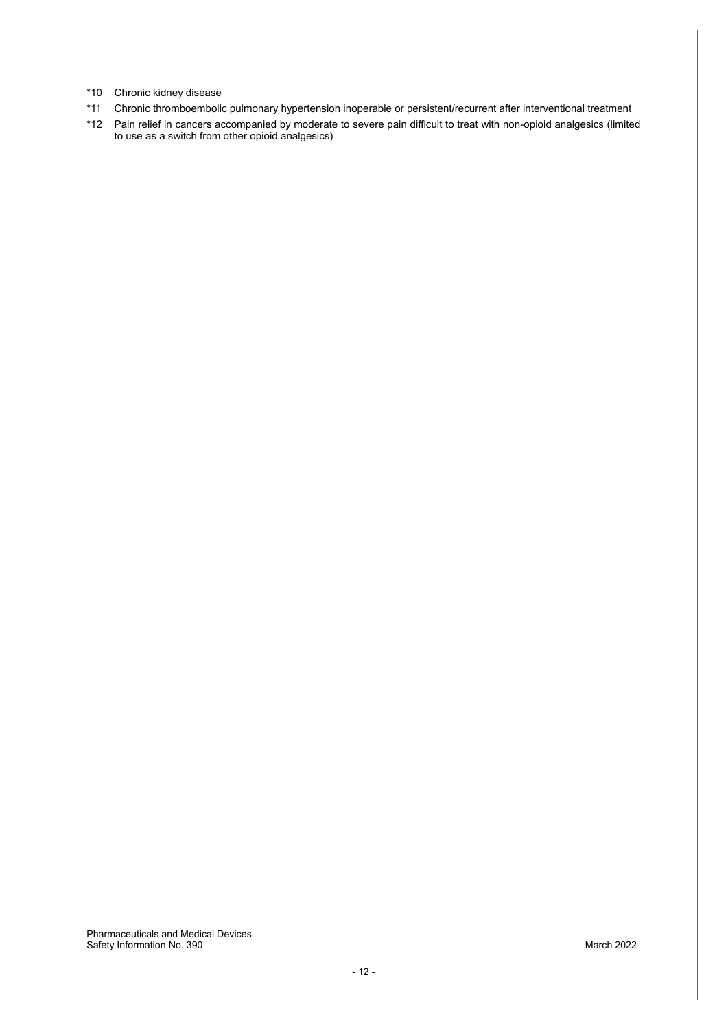*10 Chronic kidney disease

*11 Chronic thromboembolic pulmonary hypertension inoperable or persistent/recurrent after interventional treatment

*12 Pain relief in cancers accompanied by moderate to severe pain difficult to treat with non-opioid analgesics (limited to use as a switch from other opioid analgesics)